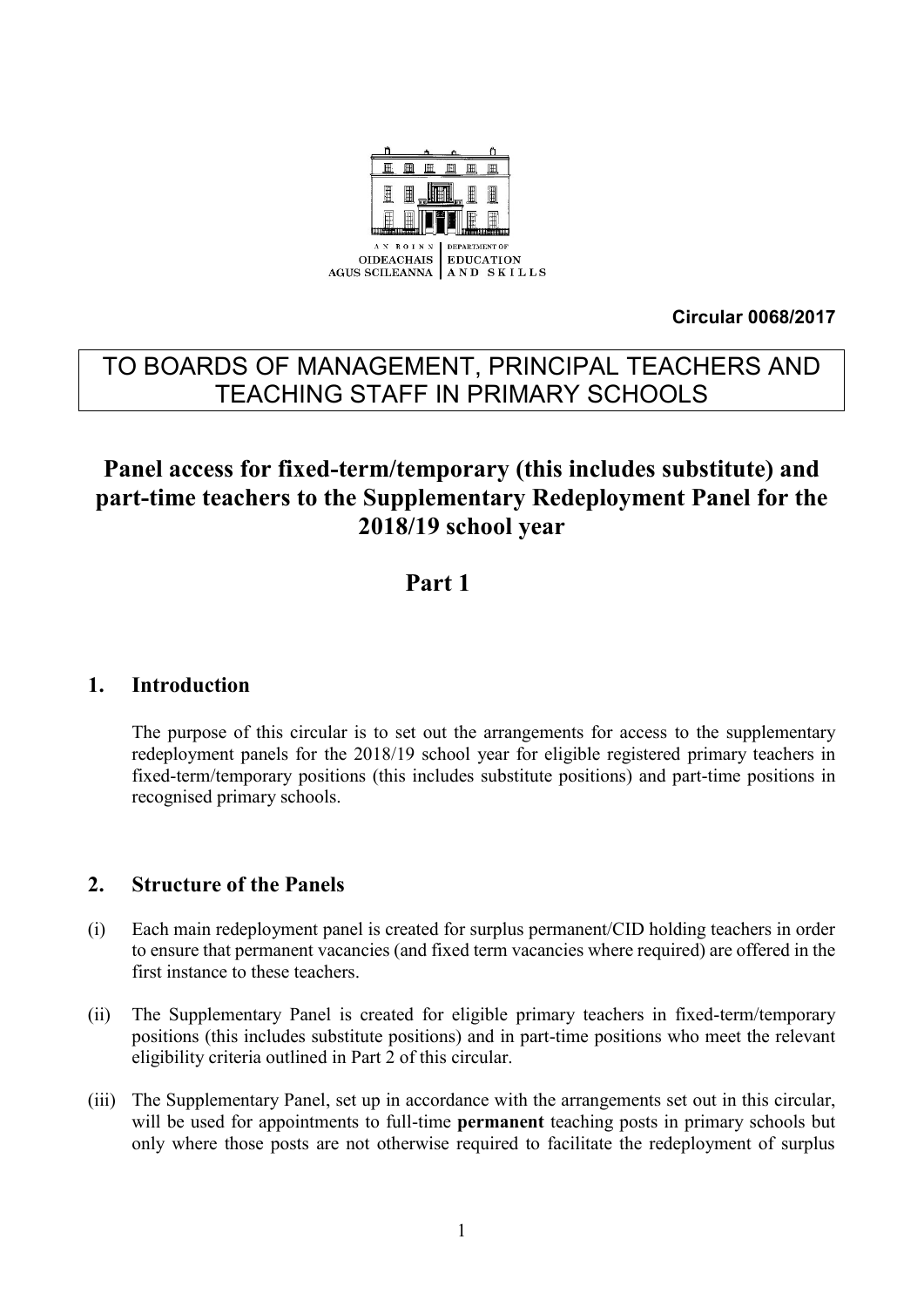AN ROINN OIDEACHAIS AGUS SCILEANNA | DEPARTMENT OF EDUCATION AND SKILLS

**Circular 0068/2017**

TO BOARDS OF MANAGEMENT, PRINCIPAL TEACHERS AND TEACHING STAFF IN PRIMARY SCHOOLS

# Panel access for fixed-term/temporary (this includes substitute) and part-time teachers to the Supplementary Redeployment Panel for the 2018/19 school year

# Part 1

## 1. Introduction

The purpose of this circular is to set out the arrangements for access to the supplementary redeployment panels for the 2018/19 school year for eligible registered primary teachers in fixed-term/temporary positions (this includes substitute positions) and part-time positions in recognised primary schools.

## 2. Structure of the Panels

(i) Each main redeployment panel is created for surplus permanent/CID holding teachers in order to ensure that permanent vacancies (and fixed term vacancies where required) are offered in the first instance to these teachers.

(ii) The Supplementary Panel is created for eligible primary teachers in fixed-term/temporary positions (this includes substitute positions) and in part-time positions who meet the relevant eligibility criteria outlined in Part 2 of this circular.

(iii) The Supplementary Panel, set up in accordance with the arrangements set out in this circular, will be used for appointments to full-time **permanent** teaching posts in primary schools but only where those posts are not otherwise required to facilitate the redeployment of surplus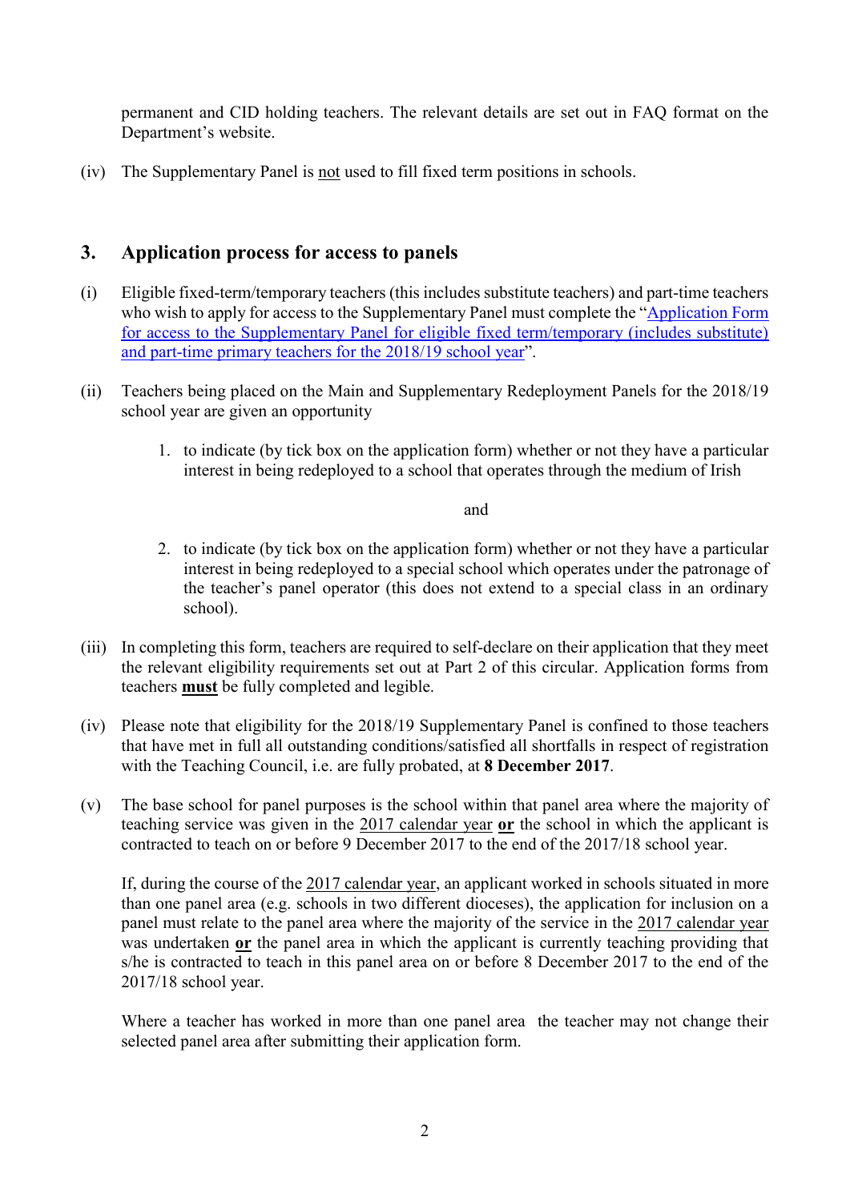permanent and CID holding teachers. The relevant details are set out in FAQ format on the Department's website.

(iv) The Supplementary Panel is not used to fill fixed term positions in schools.

## 3. Application process for access to panels

(i) Eligible fixed-term/temporary teachers (this includes substitute teachers) and part-time teachers who wish to apply for access to the Supplementary Panel must complete the "Application Form for access to the Supplementary Panel for eligible fixed term/temporary (includes substitute) and part-time primary teachers for the 2018/19 school year".

(ii) Teachers being placed on the Main and Supplementary Redeployment Panels for the 2018/19 school year are given an opportunity

1. to indicate (by tick box on the application form) whether or not they have a particular interest in being redeployed to a school that operates through the medium of Irish

and

2. to indicate (by tick box on the application form) whether or not they have a particular interest in being redeployed to a special school which operates under the patronage of the teacher's panel operator (this does not extend to a special class in an ordinary school).

(iii) In completing this form, teachers are required to self-declare on their application that they meet the relevant eligibility requirements set out at Part 2 of this circular. Application forms from teachers **must** be fully completed and legible.

(iv) Please note that eligibility for the 2018/19 Supplementary Panel is confined to those teachers that have met in full all outstanding conditions/satisfied all shortfalls in respect of registration with the Teaching Council, i.e. are fully probated, at **8 December 2017**.

(v) The base school for panel purposes is the school within that panel area where the majority of teaching service was given in the 2017 calendar year **or** the school in which the applicant is contracted to teach on or before 9 December 2017 to the end of the 2017/18 school year.

If, during the course of the 2017 calendar year, an applicant worked in schools situated in more than one panel area (e.g. schools in two different dioceses), the application for inclusion on a panel must relate to the panel area where the majority of the service in the 2017 calendar year was undertaken **or** the panel area in which the applicant is currently teaching providing that s/he is contracted to teach in this panel area on or before 8 December 2017 to the end of the 2017/18 school year.

Where a teacher has worked in more than one panel area the teacher may not change their selected panel area after submitting their application form.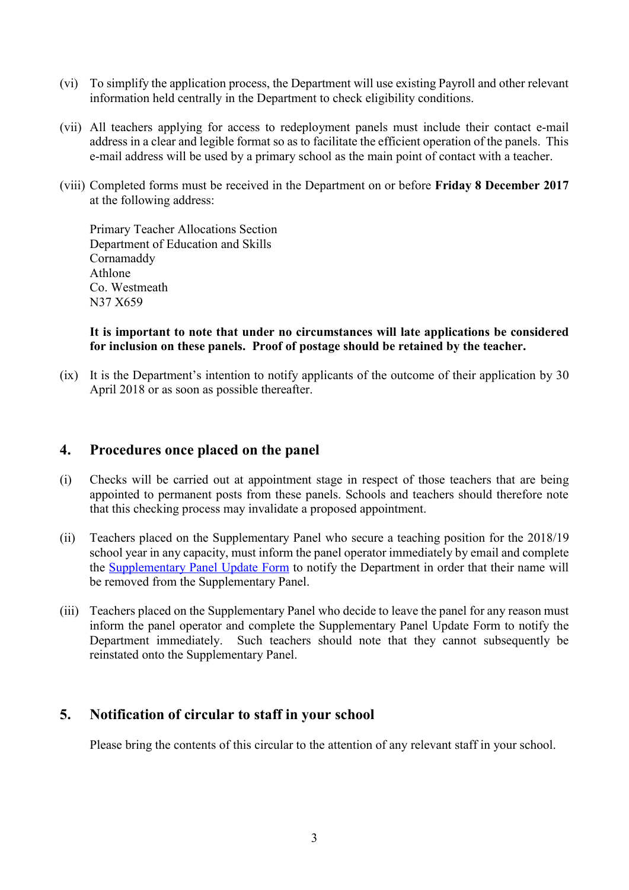(vi) To simplify the application process, the Department will use existing Payroll and other relevant information held centrally in the Department to check eligibility conditions.

(vii) All teachers applying for access to redeployment panels must include their contact e-mail address in a clear and legible format so as to facilitate the efficient operation of the panels. This e-mail address will be used by a primary school as the main point of contact with a teacher.

(viii) Completed forms must be received in the Department on or before **Friday 8 December 2017** at the following address:

Primary Teacher Allocations Section
Department of Education and Skills
Cornamaddy
Athlone
Co. Westmeath
N37 X659

**It is important to note that under no circumstances will late applications be considered for inclusion on these panels. Proof of postage should be retained by the teacher.**

(ix) It is the Department's intention to notify applicants of the outcome of their application by 30 April 2018 or as soon as possible thereafter.

## 4. Procedures once placed on the panel

(i) Checks will be carried out at appointment stage in respect of those teachers that are being appointed to permanent posts from these panels. Schools and teachers should therefore note that this checking process may invalidate a proposed appointment.

(ii) Teachers placed on the Supplementary Panel who secure a teaching position for the 2018/19 school year in any capacity, must inform the panel operator immediately by email and complete the Supplementary Panel Update Form to notify the Department in order that their name will be removed from the Supplementary Panel.

(iii) Teachers placed on the Supplementary Panel who decide to leave the panel for any reason must inform the panel operator and complete the Supplementary Panel Update Form to notify the Department immediately. Such teachers should note that they cannot subsequently be reinstated onto the Supplementary Panel.

## 5. Notification of circular to staff in your school

Please bring the contents of this circular to the attention of any relevant staff in your school.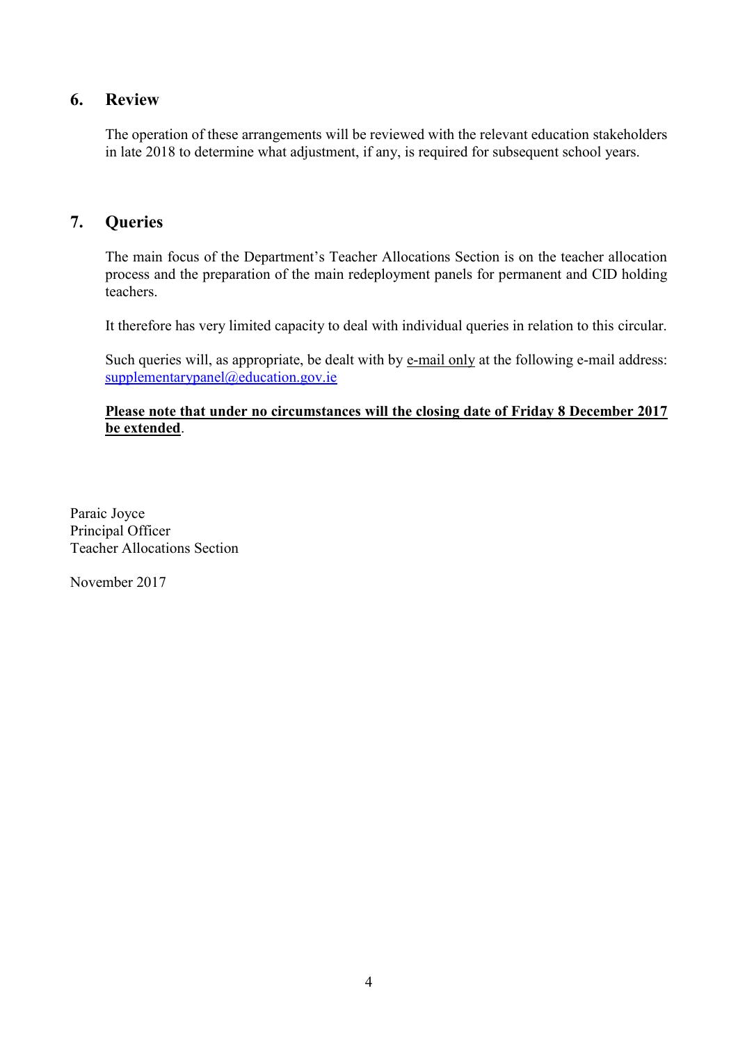## 6. Review

The operation of these arrangements will be reviewed with the relevant education stakeholders in late 2018 to determine what adjustment, if any, is required for subsequent school years.

## 7. Queries

The main focus of the Department's Teacher Allocations Section is on the teacher allocation process and the preparation of the main redeployment panels for permanent and CID holding teachers.

It therefore has very limited capacity to deal with individual queries in relation to this circular.

Such queries will, as appropriate, be dealt with by e-mail only at the following e-mail address: supplementarypanel@education.gov.ie

**Please note that under no circumstances will the closing date of Friday 8 December 2017 be extended**.

Paraic Joyce
Principal Officer
Teacher Allocations Section

November 2017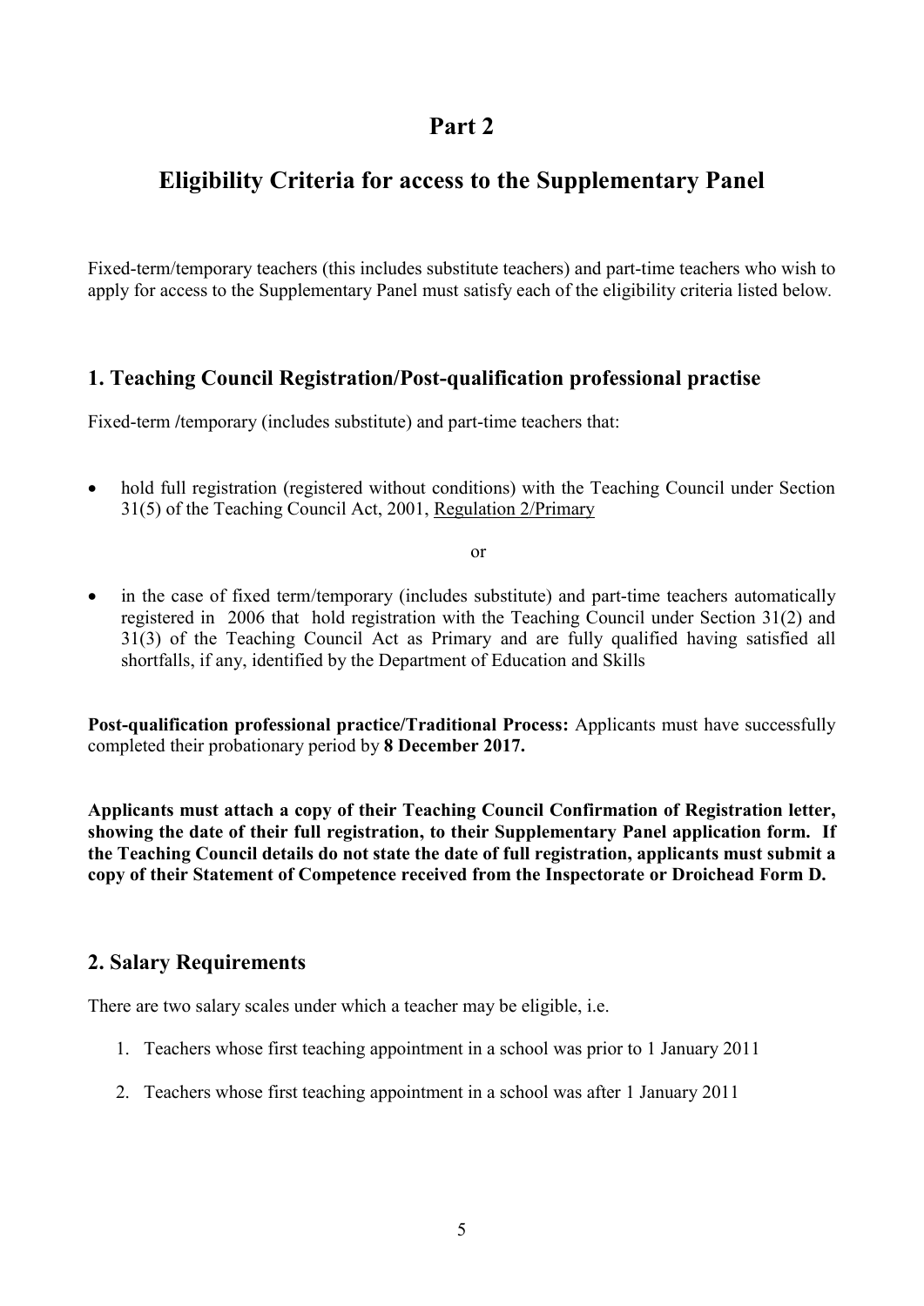# Part 2

# Eligibility Criteria for access to the Supplementary Panel

Fixed-term/temporary teachers (this includes substitute teachers) and part-time teachers who wish to apply for access to the Supplementary Panel must satisfy each of the eligibility criteria listed below.

## 1. Teaching Council Registration/Post-qualification professional practise

Fixed-term /temporary (includes substitute) and part-time teachers that:

- hold full registration (registered without conditions) with the Teaching Council under Section 31(5) of the Teaching Council Act, 2001, Regulation 2/Primary

or

- in the case of fixed term/temporary (includes substitute) and part-time teachers automatically registered in 2006 that hold registration with the Teaching Council under Section 31(2) and 31(3) of the Teaching Council Act as Primary and are fully qualified having satisfied all shortfalls, if any, identified by the Department of Education and Skills

**Post-qualification professional practice/Traditional Process:** Applicants must have successfully completed their probationary period by **8 December 2017.**

**Applicants must attach a copy of their Teaching Council Confirmation of Registration letter, showing the date of their full registration, to their Supplementary Panel application form. If the Teaching Council details do not state the date of full registration, applicants must submit a copy of their Statement of Competence received from the Inspectorate or Droichead Form D.**

## 2. Salary Requirements

There are two salary scales under which a teacher may be eligible, i.e.

1. Teachers whose first teaching appointment in a school was prior to 1 January 2011
2. Teachers whose first teaching appointment in a school was after 1 January 2011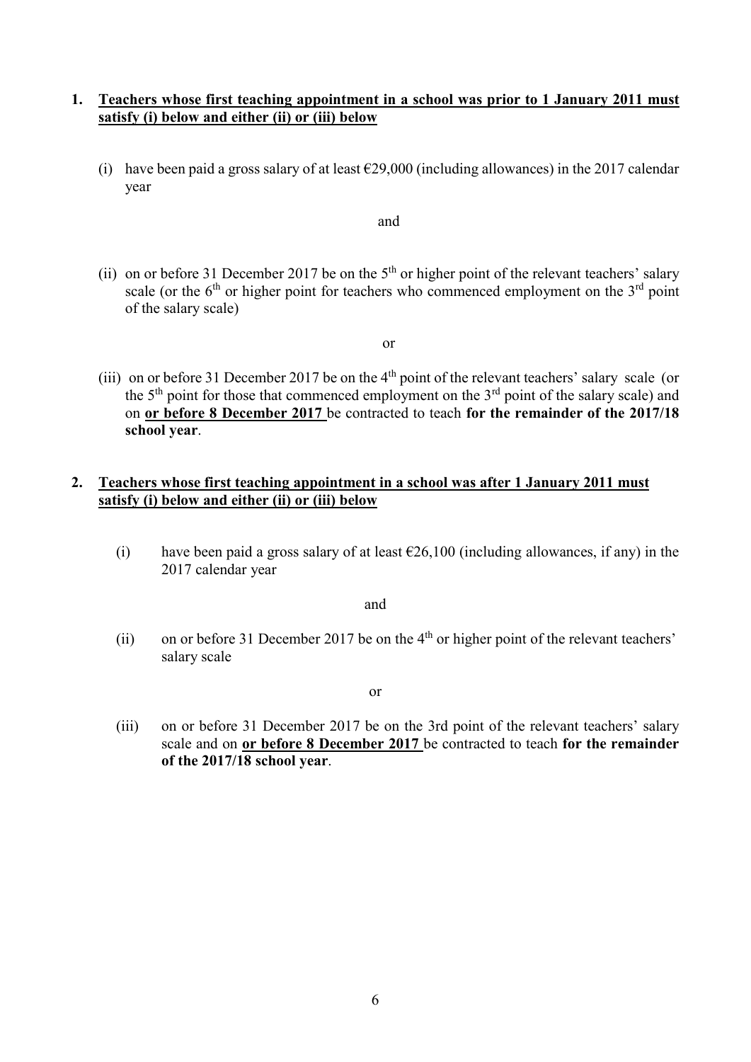1. **<u>Teachers whose first teaching appointment in a school was prior to 1 January 2011 must satisfy (i) below and either (ii) or (iii) below</u>**

   (i) have been paid a gross salary of at least €29,000 (including allowances) in the 2017 calendar year

   and

   (ii) on or before 31 December 2017 be on the 5th or higher point of the relevant teachers' salary scale (or the 6th or higher point for teachers who commenced employment on the 3rd point of the salary scale)

   or

   (iii) on or before 31 December 2017 be on the 4th point of the relevant teachers' salary scale (or the 5th point for those that commenced employment on the 3rd point of the salary scale) and on **<u>or before 8 December 2017</u>** be contracted to teach **for the remainder of the 2017/18 school year**.

2. **<u>Teachers whose first teaching appointment in a school was after 1 January 2011 must satisfy (i) below and either (ii) or (iii) below</u>**

   (i) have been paid a gross salary of at least €26,100 (including allowances, if any) in the 2017 calendar year

   and

   (ii) on or before 31 December 2017 be on the 4th or higher point of the relevant teachers' salary scale

   or

   (iii) on or before 31 December 2017 be on the 3rd point of the relevant teachers' salary scale and on **<u>or before 8 December 2017</u>** be contracted to teach **for the remainder of the 2017/18 school year**.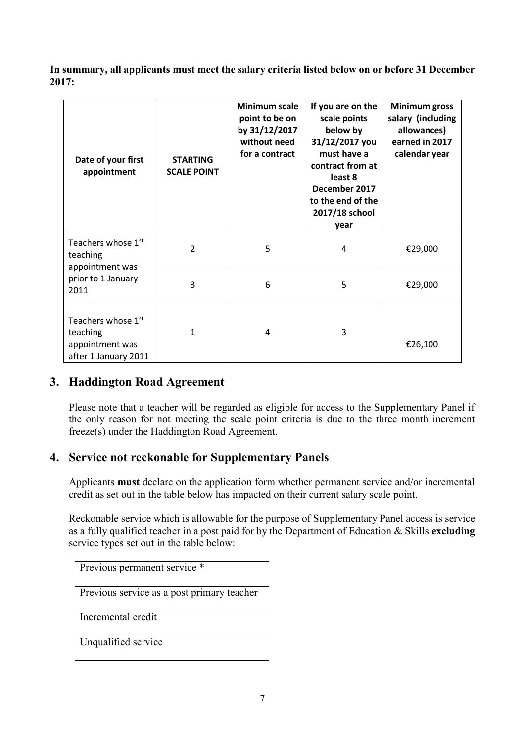**In summary, all applicants must meet the salary criteria listed below on or before 31 December 2017:**

| Date of your first appointment | STARTING SCALE POINT | Minimum scale point to be on by 31/12/2017 without need for a contract | If you are on the scale points below by 31/12/2017 you must have a contract from at least 8 December 2017 to the end of the 2017/18 school year | Minimum gross salary (including allowances) earned in 2017 calendar year |
|---|---|---|---|---|
| Teachers whose 1st teaching appointment was prior to 1 January 2011 | 2 | 5 | 4 | €29,000 |
| | 3 | 6 | 5 | €29,000 |
| Teachers whose 1st teaching appointment was after 1 January 2011 | 1 | 4 | 3 | €26,100 |

## 3. Haddington Road Agreement

Please note that a teacher will be regarded as eligible for access to the Supplementary Panel if the only reason for not meeting the scale point criteria is due to the three month increment freeze(s) under the Haddington Road Agreement.

## 4. Service not reckonable for Supplementary Panels

Applicants **must** declare on the application form whether permanent service and/or incremental credit as set out in the table below has impacted on their current salary scale point.

Reckonable service which is allowable for the purpose of Supplementary Panel access is service as a fully qualified teacher in a post paid for by the Department of Education & Skills **excluding** service types set out in the table below:

| |
|---|
| Previous permanent service * |
| Previous service as a post primary teacher |
| Incremental credit |
| Unqualified service |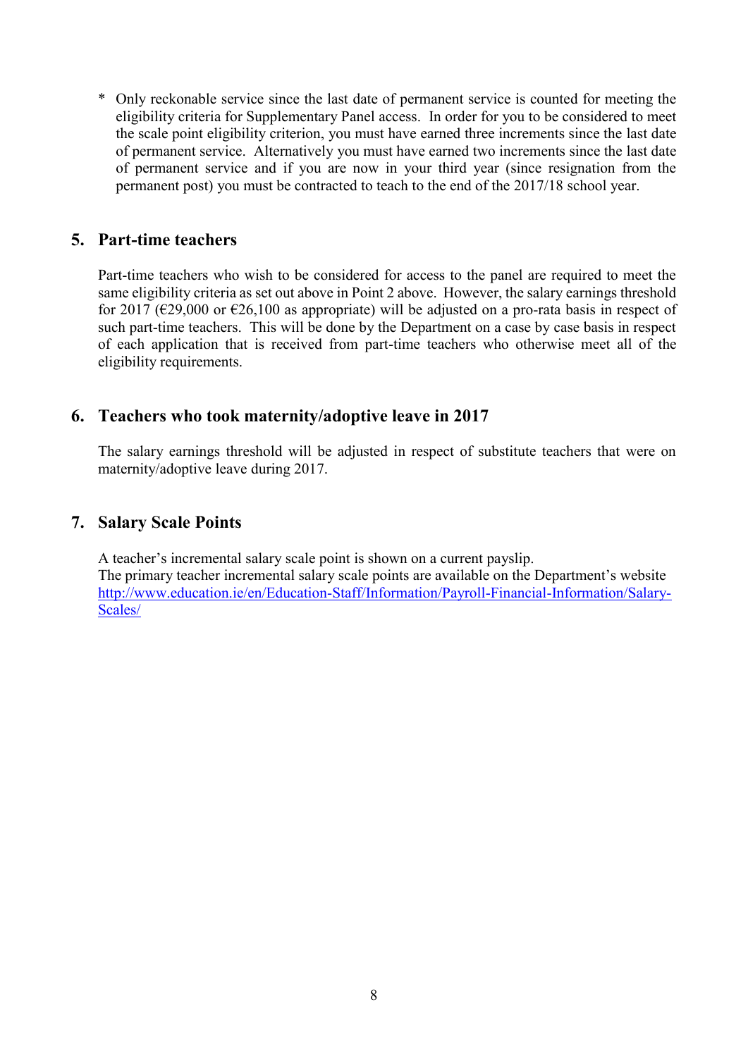\* Only reckonable service since the last date of permanent service is counted for meeting the eligibility criteria for Supplementary Panel access. In order for you to be considered to meet the scale point eligibility criterion, you must have earned three increments since the last date of permanent service. Alternatively you must have earned two increments since the last date of permanent service and if you are now in your third year (since resignation from the permanent post) you must be contracted to teach to the end of the 2017/18 school year.

## 5. Part-time teachers

Part-time teachers who wish to be considered for access to the panel are required to meet the same eligibility criteria as set out above in Point 2 above. However, the salary earnings threshold for 2017 (€29,000 or €26,100 as appropriate) will be adjusted on a pro-rata basis in respect of such part-time teachers. This will be done by the Department on a case by case basis in respect of each application that is received from part-time teachers who otherwise meet all of the eligibility requirements.

## 6. Teachers who took maternity/adoptive leave in 2017

The salary earnings threshold will be adjusted in respect of substitute teachers that were on maternity/adoptive leave during 2017.

## 7. Salary Scale Points

A teacher's incremental salary scale point is shown on a current payslip.
The primary teacher incremental salary scale points are available on the Department's website [http://www.education.ie/en/Education-Staff/Information/Payroll-Financial-Information/Salary-Scales/](http://www.education.ie/en/Education-Staff/Information/Payroll-Financial-Information/Salary-Scales/)